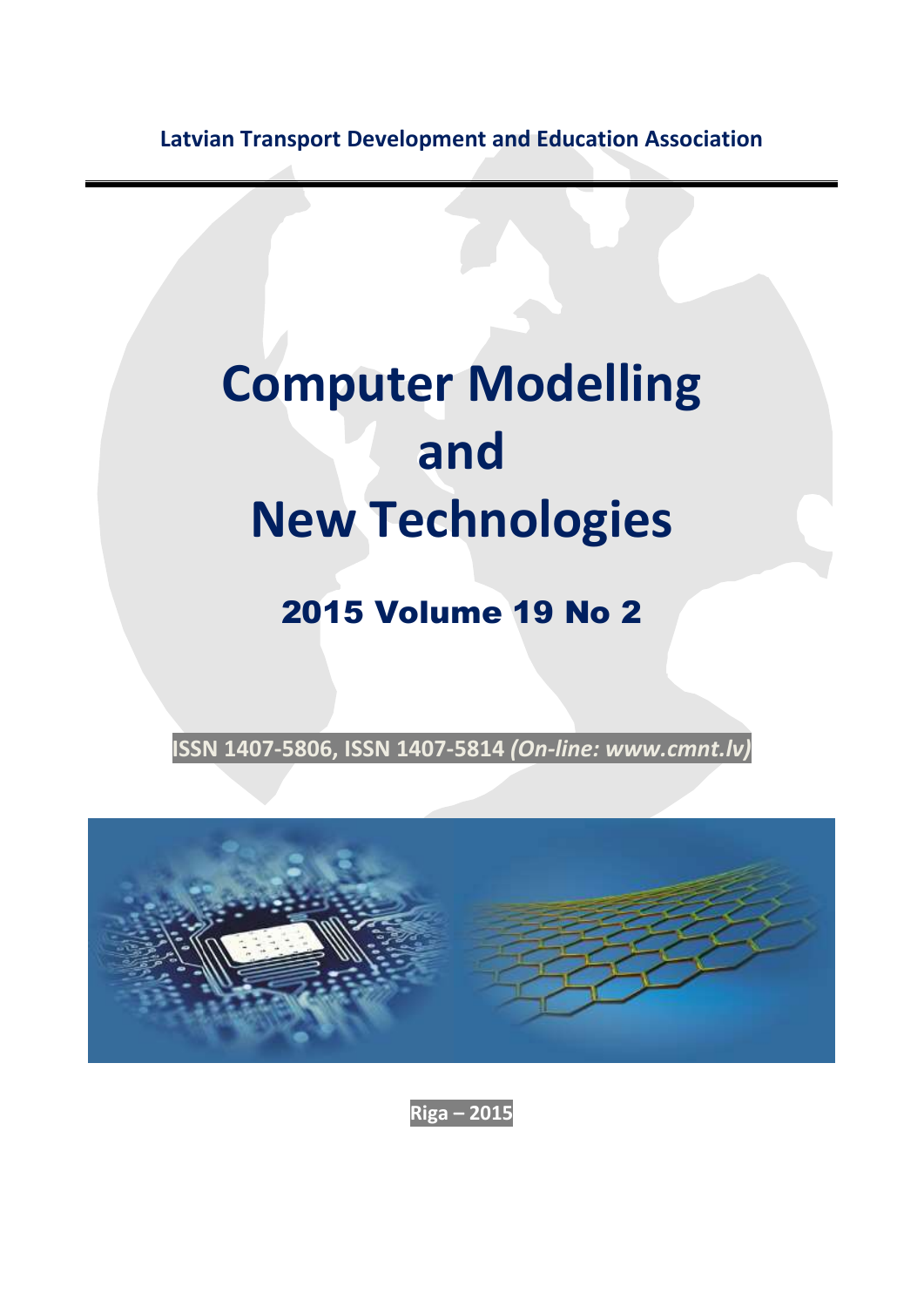**Latvian Transport Development and Education Association**

# Computer Modelling and New Technologies

## 2015 Volume 19 No 2

**ISSN 1407-5806, ISSN 1407-5814** ***(On-line: www.cmnt.lv)***

**Riga – 2015**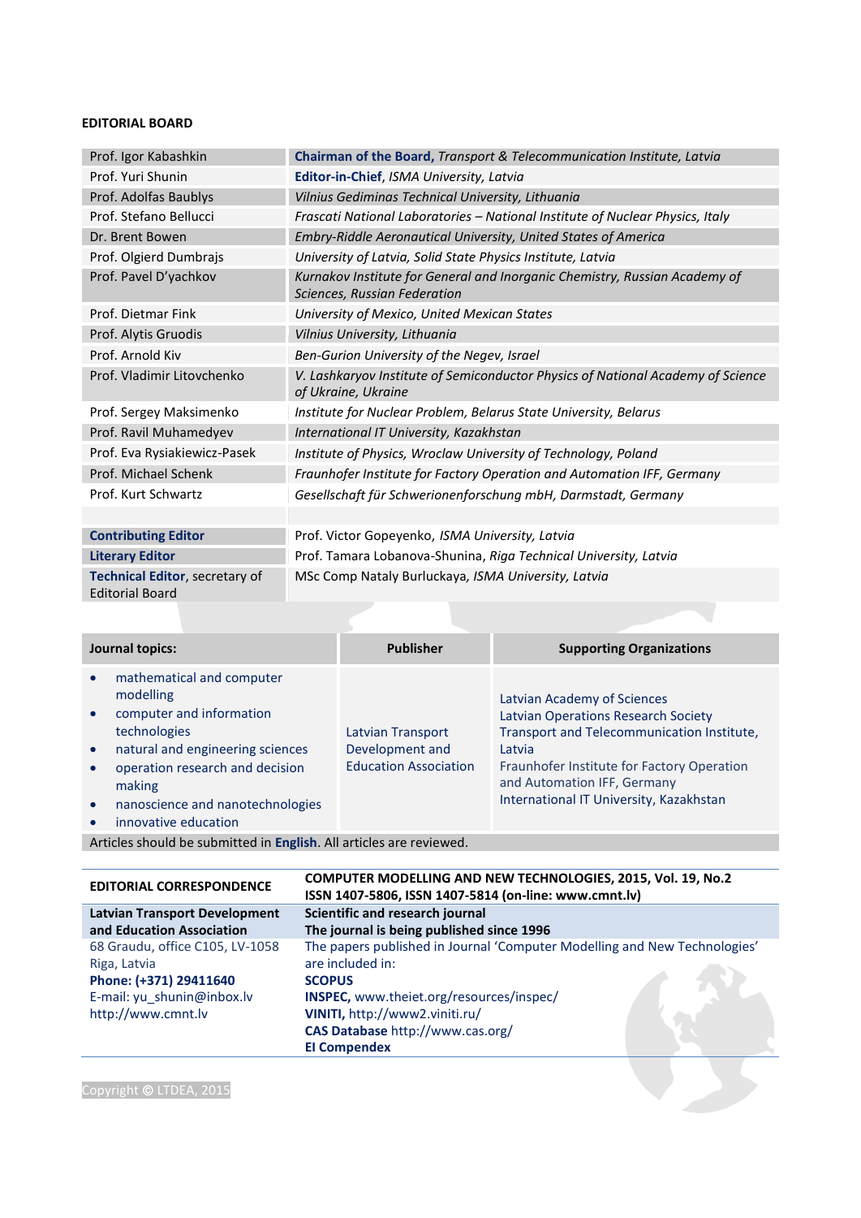**EDITORIAL BOARD**

| | |
|---|---|
| Prof. Igor Kabashkin | **Chairman of the Board,** *Transport & Telecommunication Institute, Latvia* |
| Prof. Yuri Shunin | **Editor-in-Chief**, *ISMA University, Latvia* |
| Prof. Adolfas Baublys | *Vilnius Gediminas Technical University, Lithuania* |
| Prof. Stefano Bellucci | *Frascati National Laboratories – National Institute of Nuclear Physics, Italy* |
| Dr. Brent Bowen | *Embry-Riddle Aeronautical University, United States of America* |
| Prof. Olgierd Dumbrajs | *University of Latvia, Solid State Physics Institute, Latvia* |
| Prof. Pavel D'yachkov | *Kurnakov Institute for General and Inorganic Chemistry, Russian Academy of Sciences, Russian Federation* |
| Prof. Dietmar Fink | *University of Mexico, United Mexican States* |
| Prof. Alytis Gruodis | *Vilnius University, Lithuania* |
| Prof. Arnold Kiv | *Ben-Gurion University of the Negev, Israel* |
| Prof. Vladimir Litovchenko | *V. Lashkaryov Institute of Semiconductor Physics of National Academy of Science of Ukraine, Ukraine* |
| Prof. Sergey Maksimenko | *Institute for Nuclear Problem, Belarus State University, Belarus* |
| Prof. Ravil Muhamedyev | *International IT University, Kazakhstan* |
| Prof. Eva Rysiakiewicz-Pasek | *Institute of Physics, Wroclaw University of Technology, Poland* |
| Prof. Michael Schenk | *Fraunhofer Institute for Factory Operation and Automation IFF, Germany* |
| Prof. Kurt Schwartz | *Gesellschaft für Schwerionenforschung mbH, Darmstadt, Germany* |
| | |
| **Contributing Editor** | Prof. Victor Gopeyenko, *ISMA University, Latvia* |
| **Literary Editor** | Prof. Tamara Lobanova-Shunina, *Riga Technical University, Latvia* |
| **Technical Editor**, secretary of Editorial Board | MSc Comp Nataly Burluckaya, *ISMA University, Latvia* |

| Journal topics: | Publisher | Supporting Organizations |
|---|---|---|
| • mathematical and computer modelling<br>• computer and information technologies<br>• natural and engineering sciences<br>• operation research and decision making<br>• nanoscience and nanotechnologies<br>• innovative education | Latvian Transport Development and Education Association | Latvian Academy of Sciences<br>Latvian Operations Research Society<br>Transport and Telecommunication Institute, Latvia<br>Fraunhofer Institute for Factory Operation and Automation IFF, Germany<br>International IT University, Kazakhstan |

Articles should be submitted in **English**. All articles are reviewed.

| **EDITORIAL CORRESPONDENCE** | **COMPUTER MODELLING AND NEW TECHNOLOGIES, 2015, Vol. 19, No.2**<br>**ISSN 1407-5806, ISSN 1407-5814 (on-line: www.cmnt.lv)** |
|---|---|
| **Latvian Transport Development and Education Association** | **Scientific and research journal**<br>**The journal is being published since 1996** |
| 68 Graudu, office C105, LV-1058 Riga, Latvia<br>**Phone: (+371) 29411640**<br>E-mail: yu_shunin@inbox.lv<br>http://www.cmnt.lv | The papers published in Journal 'Computer Modelling and New Technologies' are included in:<br>**SCOPUS**<br>**INSPEC,** www.theiet.org/resources/inspec/<br>**VINITI,** http://www2.viniti.ru/<br>**CAS Database** http://www.cas.org/<br>**EI Compendex** |

Copyright © LTDEA, 2015